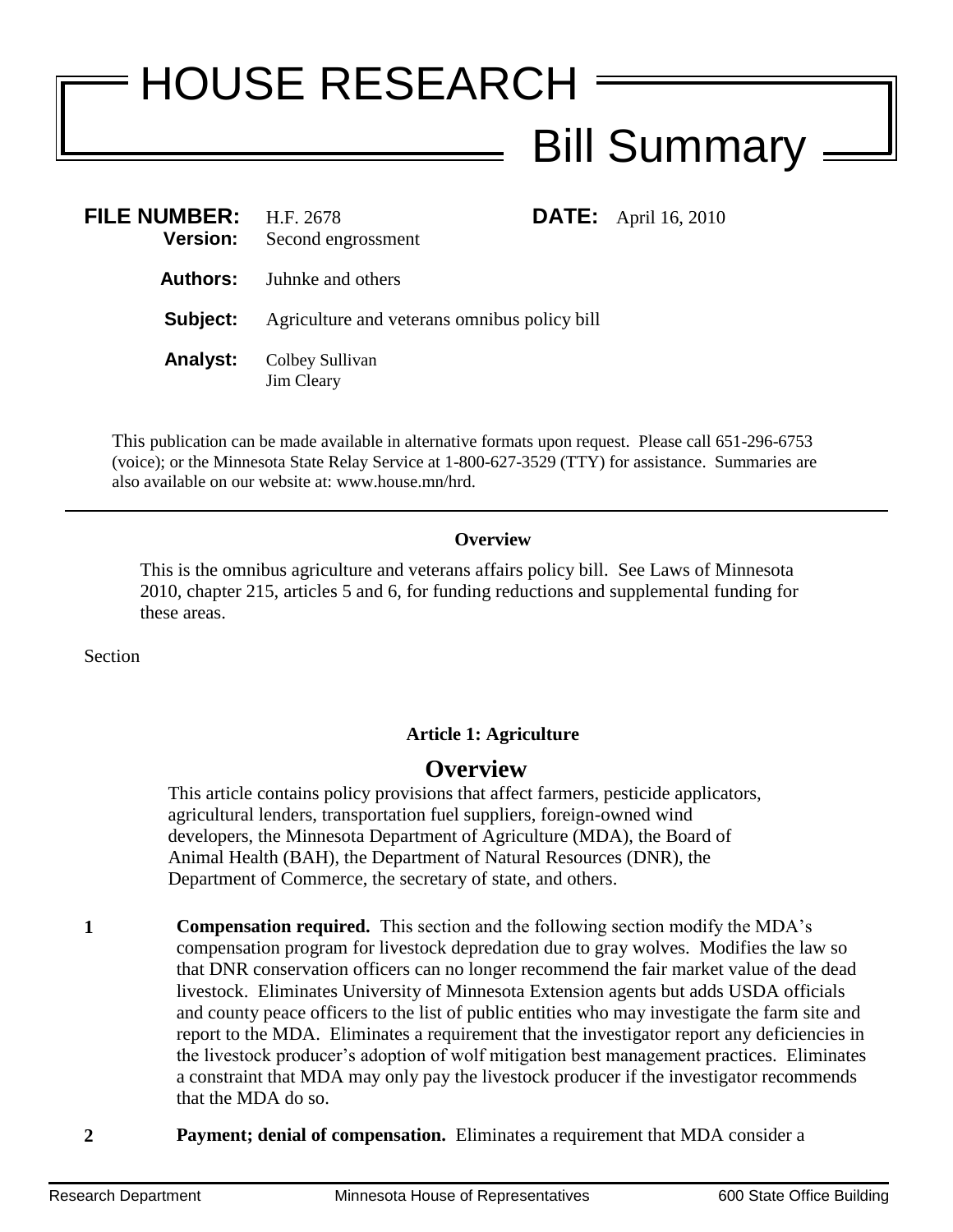# HOUSE RESEARCH

## Bill Summary

**FILE NUMBER:** H.F. 2678 **DATE:** April 16, 2010
**Version:** Second engrossment

**Authors:** Juhnke and others

**Subject:** Agriculture and veterans omnibus policy bill

**Analyst:** Colbey Sullivan
Jim Cleary

This publication can be made available in alternative formats upon request. Please call 651-296-6753 (voice); or the Minnesota State Relay Service at 1-800-627-3529 (TTY) for assistance. Summaries are also available on our website at: www.house.mn/hrd.

---

**Overview**

This is the omnibus agriculture and veterans affairs policy bill. See Laws of Minnesota 2010, chapter 215, articles 5 and 6, for funding reductions and supplemental funding for these areas.

Section

**Article 1: Agriculture**

## Overview

This article contains policy provisions that affect farmers, pesticide applicators, agricultural lenders, transportation fuel suppliers, foreign-owned wind developers, the Minnesota Department of Agriculture (MDA), the Board of Animal Health (BAH), the Department of Natural Resources (DNR), the Department of Commerce, the secretary of state, and others.

**1** **Compensation required.** This section and the following section modify the MDA's compensation program for livestock depredation due to gray wolves. Modifies the law so that DNR conservation officers can no longer recommend the fair market value of the dead livestock. Eliminates University of Minnesota Extension agents but adds USDA officials and county peace officers to the list of public entities who may investigate the farm site and report to the MDA. Eliminates a requirement that the investigator report any deficiencies in the livestock producer's adoption of wolf mitigation best management practices. Eliminates a constraint that MDA may only pay the livestock producer if the investigator recommends that the MDA do so.

**2** **Payment; denial of compensation.** Eliminates a requirement that MDA consider a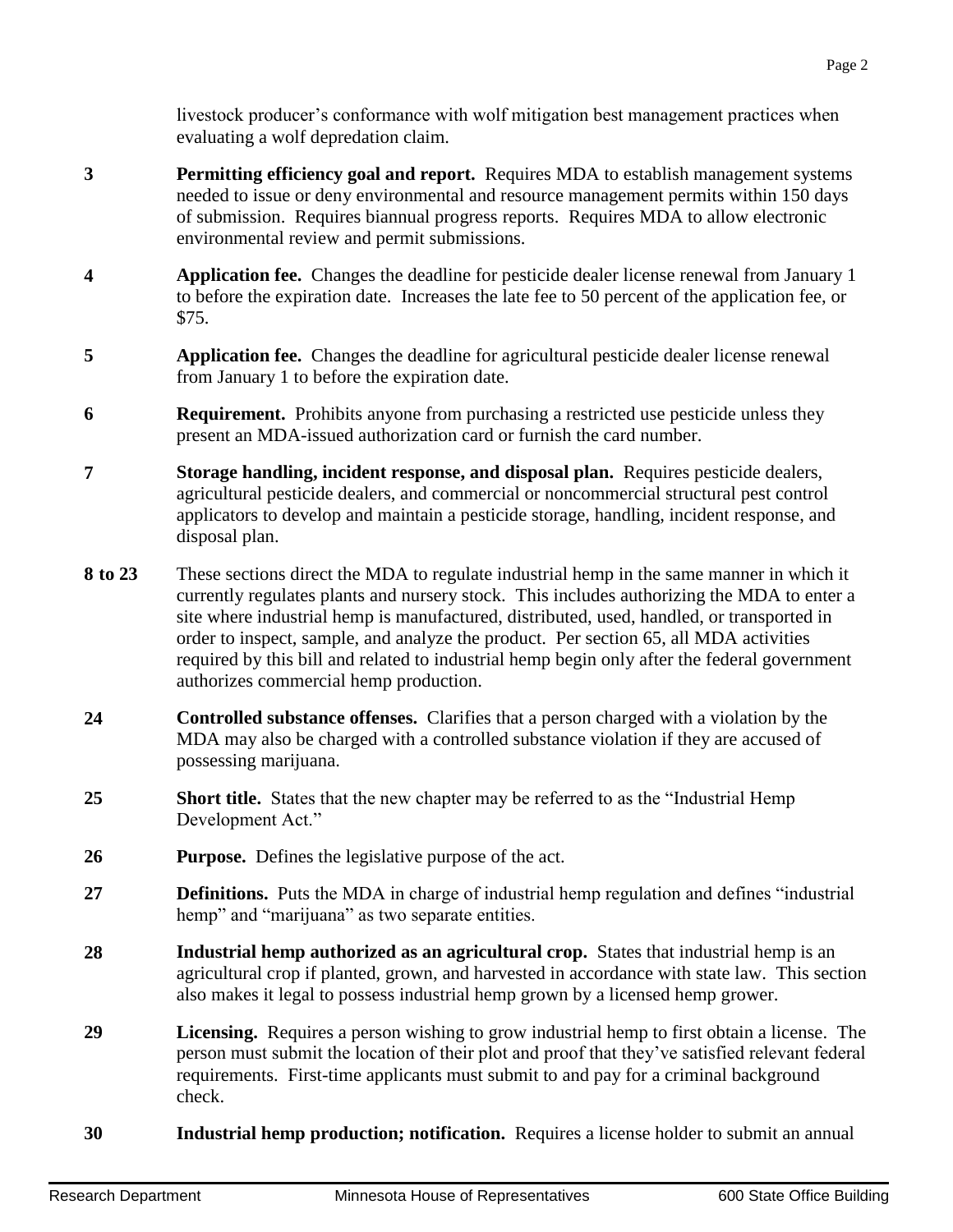livestock producer's conformance with wolf mitigation best management practices when evaluating a wolf depredation claim.

| | |
|---|---|
| **3** | **Permitting efficiency goal and report.** Requires MDA to establish management systems needed to issue or deny environmental and resource management permits within 150 days of submission. Requires biannual progress reports. Requires MDA to allow electronic environmental review and permit submissions. |
| **4** | **Application fee.** Changes the deadline for pesticide dealer license renewal from January 1 to before the expiration date. Increases the late fee to 50 percent of the application fee, or $75. |
| **5** | **Application fee.** Changes the deadline for agricultural pesticide dealer license renewal from January 1 to before the expiration date. |
| **6** | **Requirement.** Prohibits anyone from purchasing a restricted use pesticide unless they present an MDA-issued authorization card or furnish the card number. |
| **7** | **Storage handling, incident response, and disposal plan.** Requires pesticide dealers, agricultural pesticide dealers, and commercial or noncommercial structural pest control applicators to develop and maintain a pesticide storage, handling, incident response, and disposal plan. |
| **8 to 23** | These sections direct the MDA to regulate industrial hemp in the same manner in which it currently regulates plants and nursery stock. This includes authorizing the MDA to enter a site where industrial hemp is manufactured, distributed, used, handled, or transported in order to inspect, sample, and analyze the product. Per section 65, all MDA activities required by this bill and related to industrial hemp begin only after the federal government authorizes commercial hemp production. |
| **24** | **Controlled substance offenses.** Clarifies that a person charged with a violation by the MDA may also be charged with a controlled substance violation if they are accused of possessing marijuana. |
| **25** | **Short title.** States that the new chapter may be referred to as the "Industrial Hemp Development Act." |
| **26** | **Purpose.** Defines the legislative purpose of the act. |
| **27** | **Definitions.** Puts the MDA in charge of industrial hemp regulation and defines "industrial hemp" and "marijuana" as two separate entities. |
| **28** | **Industrial hemp authorized as an agricultural crop.** States that industrial hemp is an agricultural crop if planted, grown, and harvested in accordance with state law. This section also makes it legal to possess industrial hemp grown by a licensed hemp grower. |
| **29** | **Licensing.** Requires a person wishing to grow industrial hemp to first obtain a license. The person must submit the location of their plot and proof that they've satisfied relevant federal requirements. First-time applicants must submit to and pay for a criminal background check. |
| **30** | **Industrial hemp production; notification.** Requires a license holder to submit an annual |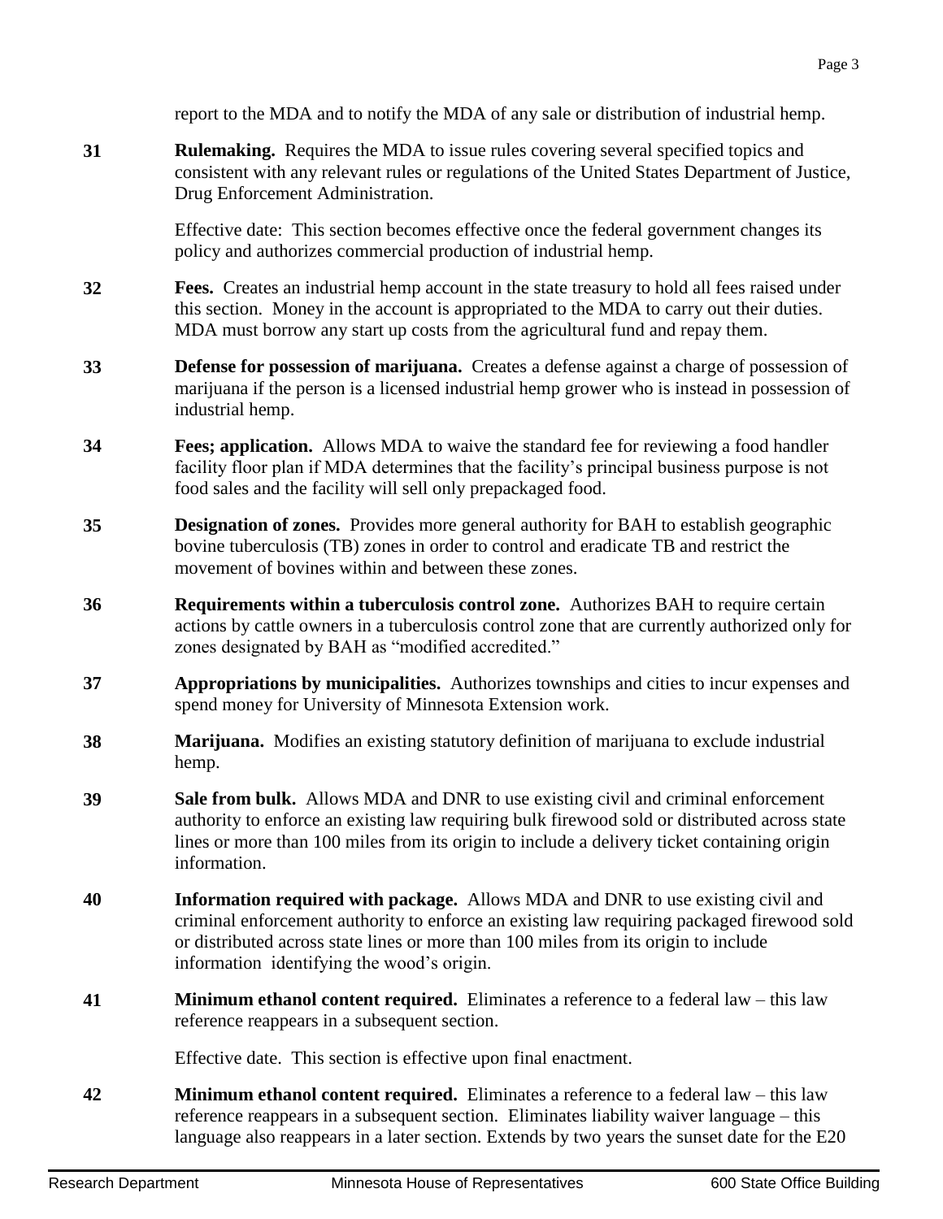report to the MDA and to notify the MDA of any sale or distribution of industrial hemp.

**31** **Rulemaking.** Requires the MDA to issue rules covering several specified topics and consistent with any relevant rules or regulations of the United States Department of Justice, Drug Enforcement Administration.

Effective date: This section becomes effective once the federal government changes its policy and authorizes commercial production of industrial hemp.

**32** **Fees.** Creates an industrial hemp account in the state treasury to hold all fees raised under this section. Money in the account is appropriated to the MDA to carry out their duties. MDA must borrow any start up costs from the agricultural fund and repay them.

**33** **Defense for possession of marijuana.** Creates a defense against a charge of possession of marijuana if the person is a licensed industrial hemp grower who is instead in possession of industrial hemp.

**34** **Fees; application.** Allows MDA to waive the standard fee for reviewing a food handler facility floor plan if MDA determines that the facility's principal business purpose is not food sales and the facility will sell only prepackaged food.

**35** **Designation of zones.** Provides more general authority for BAH to establish geographic bovine tuberculosis (TB) zones in order to control and eradicate TB and restrict the movement of bovines within and between these zones.

**36** **Requirements within a tuberculosis control zone.** Authorizes BAH to require certain actions by cattle owners in a tuberculosis control zone that are currently authorized only for zones designated by BAH as "modified accredited."

**37** **Appropriations by municipalities.** Authorizes townships and cities to incur expenses and spend money for University of Minnesota Extension work.

**38** **Marijuana.** Modifies an existing statutory definition of marijuana to exclude industrial hemp.

**39** **Sale from bulk.** Allows MDA and DNR to use existing civil and criminal enforcement authority to enforce an existing law requiring bulk firewood sold or distributed across state lines or more than 100 miles from its origin to include a delivery ticket containing origin information.

**40** **Information required with package.** Allows MDA and DNR to use existing civil and criminal enforcement authority to enforce an existing law requiring packaged firewood sold or distributed across state lines or more than 100 miles from its origin to include information identifying the wood's origin.

**41** **Minimum ethanol content required.** Eliminates a reference to a federal law – this law reference reappears in a subsequent section.

Effective date. This section is effective upon final enactment.

**42** **Minimum ethanol content required.** Eliminates a reference to a federal law – this law reference reappears in a subsequent section. Eliminates liability waiver language – this language also reappears in a later section. Extends by two years the sunset date for the E20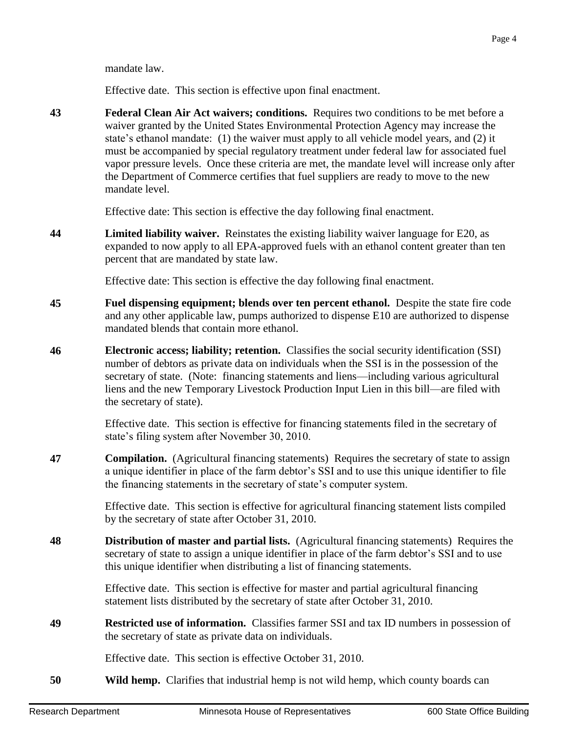mandate law.

Effective date. This section is effective upon final enactment.

**43** **Federal Clean Air Act waivers; conditions.** Requires two conditions to be met before a waiver granted by the United States Environmental Protection Agency may increase the state's ethanol mandate: (1) the waiver must apply to all vehicle model years, and (2) it must be accompanied by special regulatory treatment under federal law for associated fuel vapor pressure levels. Once these criteria are met, the mandate level will increase only after the Department of Commerce certifies that fuel suppliers are ready to move to the new mandate level.

Effective date: This section is effective the day following final enactment.

**44** **Limited liability waiver.** Reinstates the existing liability waiver language for E20, as expanded to now apply to all EPA-approved fuels with an ethanol content greater than ten percent that are mandated by state law.

Effective date: This section is effective the day following final enactment.

**45** **Fuel dispensing equipment; blends over ten percent ethanol.** Despite the state fire code and any other applicable law, pumps authorized to dispense E10 are authorized to dispense mandated blends that contain more ethanol.

**46** **Electronic access; liability; retention.** Classifies the social security identification (SSI) number of debtors as private data on individuals when the SSI is in the possession of the secretary of state. (Note: financing statements and liens—including various agricultural liens and the new Temporary Livestock Production Input Lien in this bill—are filed with the secretary of state).

Effective date. This section is effective for financing statements filed in the secretary of state's filing system after November 30, 2010.

**47** **Compilation.** (Agricultural financing statements) Requires the secretary of state to assign a unique identifier in place of the farm debtor's SSI and to use this unique identifier to file the financing statements in the secretary of state's computer system.

Effective date. This section is effective for agricultural financing statement lists compiled by the secretary of state after October 31, 2010.

**48** **Distribution of master and partial lists.** (Agricultural financing statements) Requires the secretary of state to assign a unique identifier in place of the farm debtor's SSI and to use this unique identifier when distributing a list of financing statements.

Effective date. This section is effective for master and partial agricultural financing statement lists distributed by the secretary of state after October 31, 2010.

**49** **Restricted use of information.** Classifies farmer SSI and tax ID numbers in possession of the secretary of state as private data on individuals.

Effective date. This section is effective October 31, 2010.

**50** **Wild hemp.** Clarifies that industrial hemp is not wild hemp, which county boards can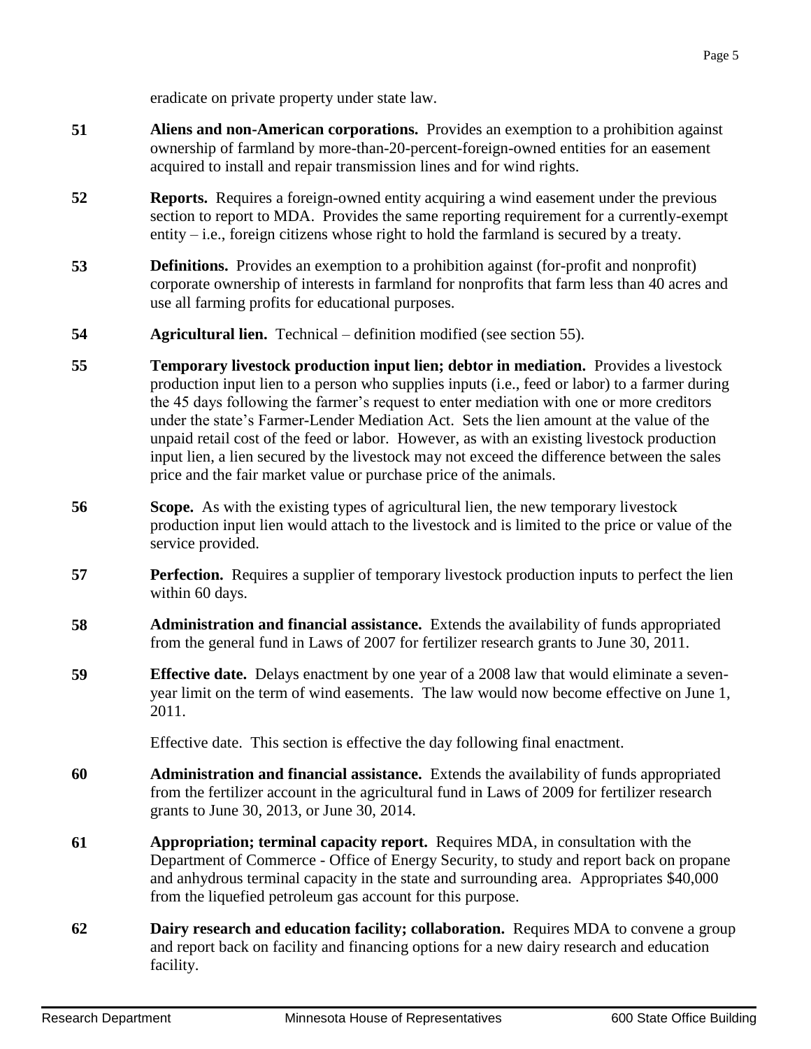eradicate on private property under state law.

**51** **Aliens and non-American corporations.** Provides an exemption to a prohibition against ownership of farmland by more-than-20-percent-foreign-owned entities for an easement acquired to install and repair transmission lines and for wind rights.

**52** **Reports.** Requires a foreign-owned entity acquiring a wind easement under the previous section to report to MDA. Provides the same reporting requirement for a currently-exempt entity – i.e., foreign citizens whose right to hold the farmland is secured by a treaty.

**53** **Definitions.** Provides an exemption to a prohibition against (for-profit and nonprofit) corporate ownership of interests in farmland for nonprofits that farm less than 40 acres and use all farming profits for educational purposes.

**54** **Agricultural lien.** Technical – definition modified (see section 55).

**55** **Temporary livestock production input lien; debtor in mediation.** Provides a livestock production input lien to a person who supplies inputs (i.e., feed or labor) to a farmer during the 45 days following the farmer's request to enter mediation with one or more creditors under the state's Farmer-Lender Mediation Act. Sets the lien amount at the value of the unpaid retail cost of the feed or labor. However, as with an existing livestock production input lien, a lien secured by the livestock may not exceed the difference between the sales price and the fair market value or purchase price of the animals.

**56** **Scope.** As with the existing types of agricultural lien, the new temporary livestock production input lien would attach to the livestock and is limited to the price or value of the service provided.

**57** **Perfection.** Requires a supplier of temporary livestock production inputs to perfect the lien within 60 days.

**58** **Administration and financial assistance.** Extends the availability of funds appropriated from the general fund in Laws of 2007 for fertilizer research grants to June 30, 2011.

**59** **Effective date.** Delays enactment by one year of a 2008 law that would eliminate a seven-year limit on the term of wind easements. The law would now become effective on June 1, 2011.

Effective date. This section is effective the day following final enactment.

**60** **Administration and financial assistance.** Extends the availability of funds appropriated from the fertilizer account in the agricultural fund in Laws of 2009 for fertilizer research grants to June 30, 2013, or June 30, 2014.

**61** **Appropriation; terminal capacity report.** Requires MDA, in consultation with the Department of Commerce - Office of Energy Security, to study and report back on propane and anhydrous terminal capacity in the state and surrounding area. Appropriates $40,000 from the liquefied petroleum gas account for this purpose.

**62** **Dairy research and education facility; collaboration.** Requires MDA to convene a group and report back on facility and financing options for a new dairy research and education facility.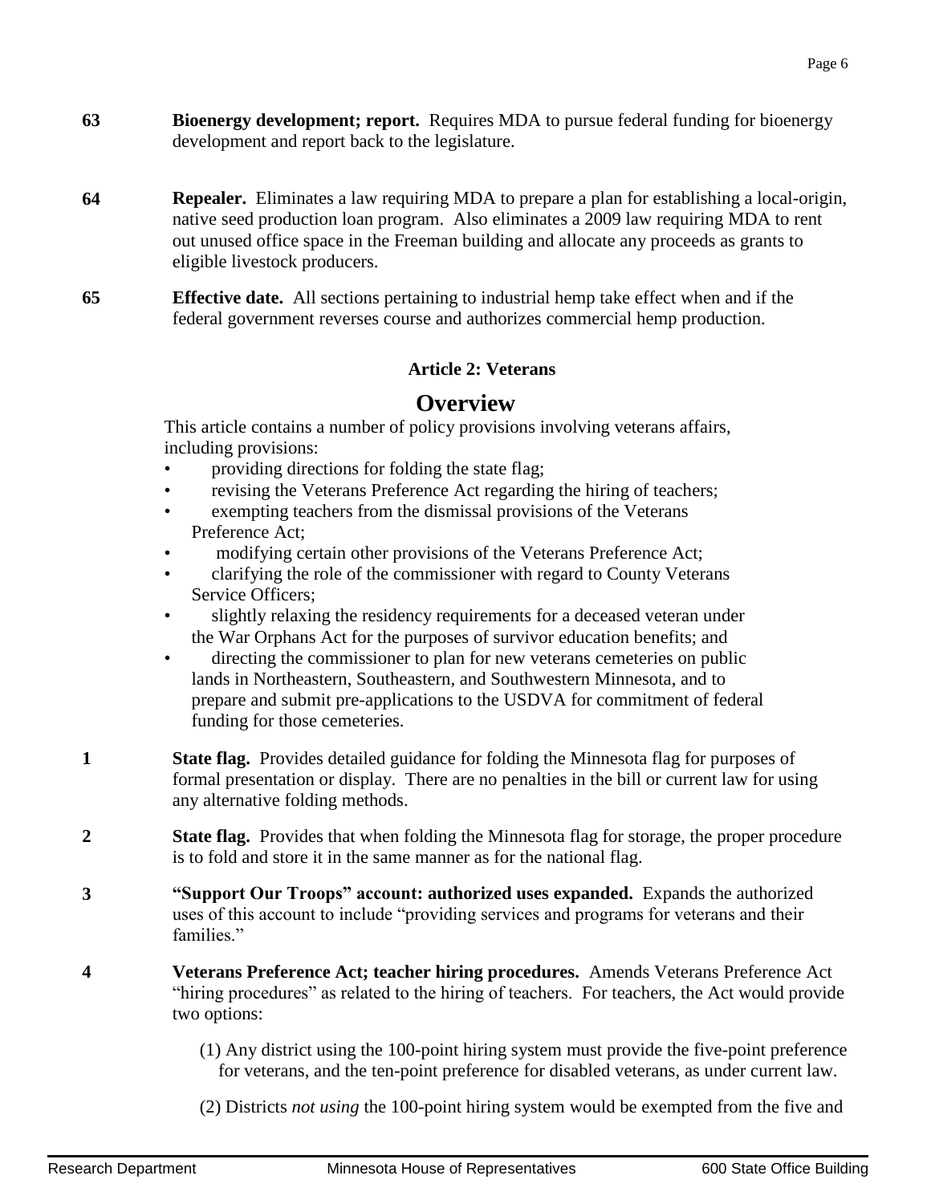**63** **Bioenergy development; report.** Requires MDA to pursue federal funding for bioenergy development and report back to the legislature.

**64** **Repealer.** Eliminates a law requiring MDA to prepare a plan for establishing a local-origin, native seed production loan program. Also eliminates a 2009 law requiring MDA to rent out unused office space in the Freeman building and allocate any proceeds as grants to eligible livestock producers.

**65** **Effective date.** All sections pertaining to industrial hemp take effect when and if the federal government reverses course and authorizes commercial hemp production.

### Article 2: Veterans

## Overview

This article contains a number of policy provisions involving veterans affairs, including provisions:

- providing directions for folding the state flag;
- revising the Veterans Preference Act regarding the hiring of teachers;
- exempting teachers from the dismissal provisions of the Veterans Preference Act;
- modifying certain other provisions of the Veterans Preference Act;
- clarifying the role of the commissioner with regard to County Veterans Service Officers;
- slightly relaxing the residency requirements for a deceased veteran under the War Orphans Act for the purposes of survivor education benefits; and
- directing the commissioner to plan for new veterans cemeteries on public lands in Northeastern, Southeastern, and Southwestern Minnesota, and to prepare and submit pre-applications to the USDVA for commitment of federal funding for those cemeteries.

**1** **State flag.** Provides detailed guidance for folding the Minnesota flag for purposes of formal presentation or display. There are no penalties in the bill or current law for using any alternative folding methods.

**2** **State flag.** Provides that when folding the Minnesota flag for storage, the proper procedure is to fold and store it in the same manner as for the national flag.

**3** **"Support Our Troops" account: authorized uses expanded.** Expands the authorized uses of this account to include "providing services and programs for veterans and their families."

**4** **Veterans Preference Act; teacher hiring procedures.** Amends Veterans Preference Act "hiring procedures" as related to the hiring of teachers. For teachers, the Act would provide two options:

(1) Any district using the 100-point hiring system must provide the five-point preference for veterans, and the ten-point preference for disabled veterans, as under current law.

(2) Districts *not using* the 100-point hiring system would be exempted from the five and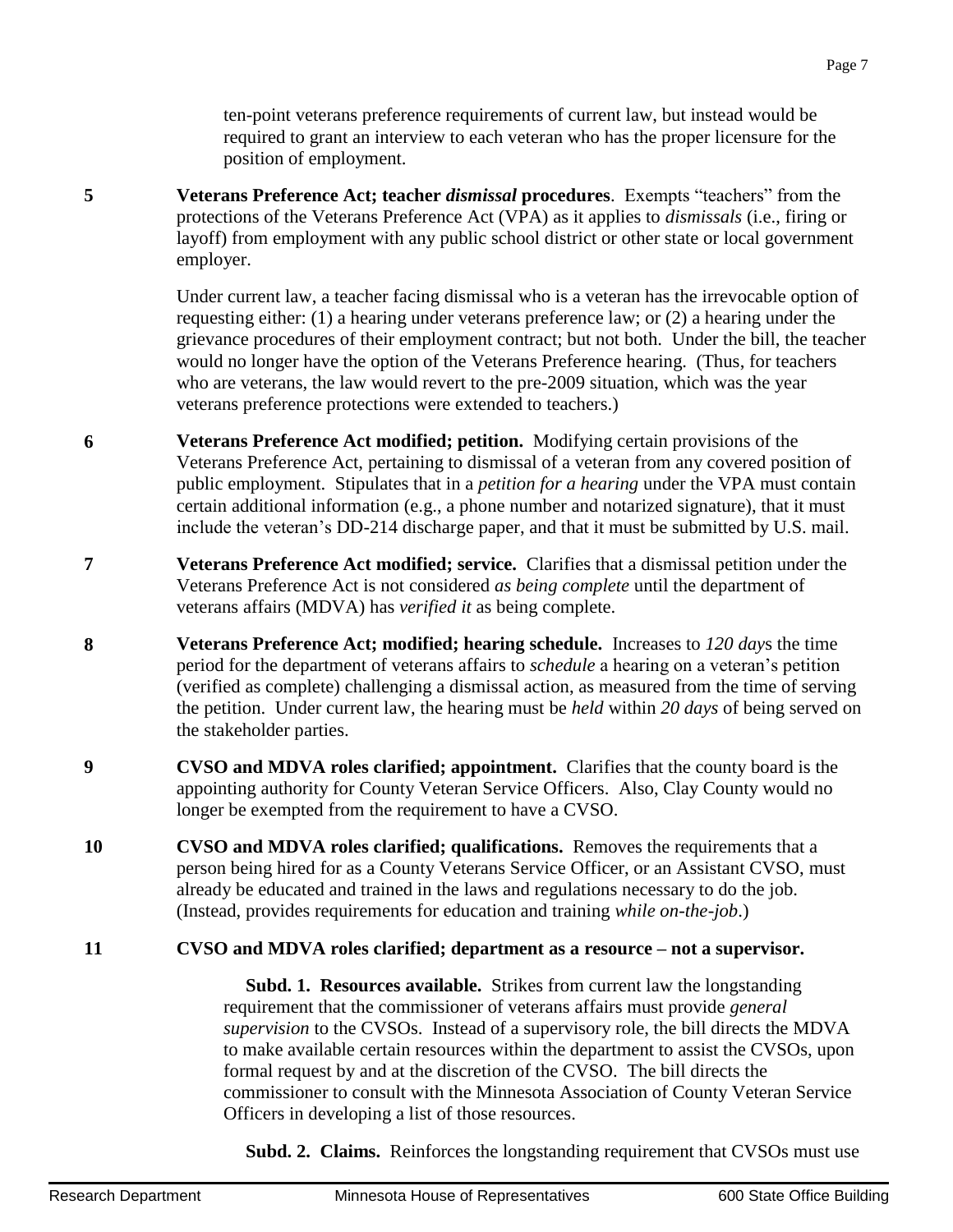ten-point veterans preference requirements of current law, but instead would be required to grant an interview to each veteran who has the proper licensure for the position of employment.

**5** **Veterans Preference Act; teacher *dismissal* procedures**. Exempts "teachers" from the protections of the Veterans Preference Act (VPA) as it applies to *dismissals* (i.e., firing or layoff) from employment with any public school district or other state or local government employer.

Under current law, a teacher facing dismissal who is a veteran has the irrevocable option of requesting either: (1) a hearing under veterans preference law; or (2) a hearing under the grievance procedures of their employment contract; but not both. Under the bill, the teacher would no longer have the option of the Veterans Preference hearing. (Thus, for teachers who are veterans, the law would revert to the pre-2009 situation, which was the year veterans preference protections were extended to teachers.)

**6** **Veterans Preference Act modified; petition.** Modifying certain provisions of the Veterans Preference Act, pertaining to dismissal of a veteran from any covered position of public employment. Stipulates that in a *petition for a hearing* under the VPA must contain certain additional information (e.g., a phone number and notarized signature), that it must include the veteran's DD-214 discharge paper, and that it must be submitted by U.S. mail.

**7** **Veterans Preference Act modified; service.** Clarifies that a dismissal petition under the Veterans Preference Act is not considered *as being complete* until the department of veterans affairs (MDVA) has *verified it* as being complete.

**8** **Veterans Preference Act; modified; hearing schedule.** Increases to *120 day*s the time period for the department of veterans affairs to *schedule* a hearing on a veteran's petition (verified as complete) challenging a dismissal action, as measured from the time of serving the petition. Under current law, the hearing must be *held* within *20 days* of being served on the stakeholder parties.

**9** **CVSO and MDVA roles clarified; appointment.** Clarifies that the county board is the appointing authority for County Veteran Service Officers. Also, Clay County would no longer be exempted from the requirement to have a CVSO.

**10** **CVSO and MDVA roles clarified; qualifications.** Removes the requirements that a person being hired for as a County Veterans Service Officer, or an Assistant CVSO, must already be educated and trained in the laws and regulations necessary to do the job. (Instead, provides requirements for education and training *while on-the-job*.)

**11** **CVSO and MDVA roles clarified; department as a resource – not a supervisor.**

**Subd. 1. Resources available.** Strikes from current law the longstanding requirement that the commissioner of veterans affairs must provide *general supervision* to the CVSOs. Instead of a supervisory role, the bill directs the MDVA to make available certain resources within the department to assist the CVSOs, upon formal request by and at the discretion of the CVSO. The bill directs the commissioner to consult with the Minnesota Association of County Veteran Service Officers in developing a list of those resources.

**Subd. 2. Claims.** Reinforces the longstanding requirement that CVSOs must use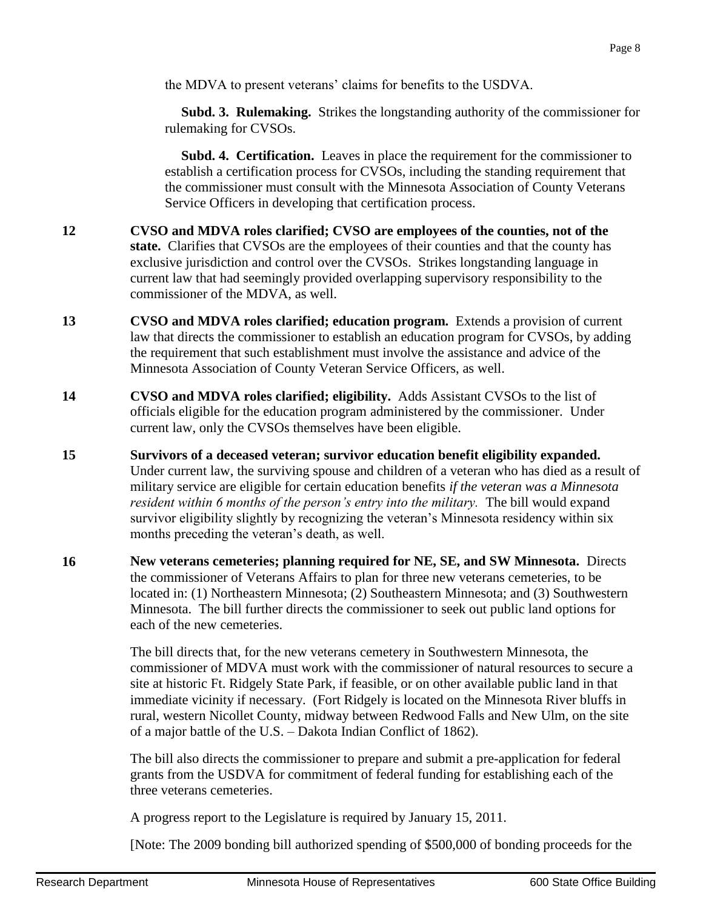the MDVA to present veterans' claims for benefits to the USDVA.

**Subd. 3. Rulemaking.** Strikes the longstanding authority of the commissioner for rulemaking for CVSOs.

**Subd. 4. Certification.** Leaves in place the requirement for the commissioner to establish a certification process for CVSOs, including the standing requirement that the commissioner must consult with the Minnesota Association of County Veterans Service Officers in developing that certification process.

**12** **CVSO and MDVA roles clarified; CVSO are employees of the counties, not of the state.** Clarifies that CVSOs are the employees of their counties and that the county has exclusive jurisdiction and control over the CVSOs. Strikes longstanding language in current law that had seemingly provided overlapping supervisory responsibility to the commissioner of the MDVA, as well.

**13** **CVSO and MDVA roles clarified; education program.** Extends a provision of current law that directs the commissioner to establish an education program for CVSOs, by adding the requirement that such establishment must involve the assistance and advice of the Minnesota Association of County Veteran Service Officers, as well.

**14** **CVSO and MDVA roles clarified; eligibility.** Adds Assistant CVSOs to the list of officials eligible for the education program administered by the commissioner. Under current law, only the CVSOs themselves have been eligible.

**15** **Survivors of a deceased veteran; survivor education benefit eligibility expanded.** Under current law, the surviving spouse and children of a veteran who has died as a result of military service are eligible for certain education benefits *if the veteran was a Minnesota resident within 6 months of the person's entry into the military.* The bill would expand survivor eligibility slightly by recognizing the veteran's Minnesota residency within six months preceding the veteran's death, as well.

**16** **New veterans cemeteries; planning required for NE, SE, and SW Minnesota.** Directs the commissioner of Veterans Affairs to plan for three new veterans cemeteries, to be located in: (1) Northeastern Minnesota; (2) Southeastern Minnesota; and (3) Southwestern Minnesota. The bill further directs the commissioner to seek out public land options for each of the new cemeteries.

The bill directs that, for the new veterans cemetery in Southwestern Minnesota, the commissioner of MDVA must work with the commissioner of natural resources to secure a site at historic Ft. Ridgely State Park, if feasible, or on other available public land in that immediate vicinity if necessary. (Fort Ridgely is located on the Minnesota River bluffs in rural, western Nicollet County, midway between Redwood Falls and New Ulm, on the site of a major battle of the U.S. – Dakota Indian Conflict of 1862).

The bill also directs the commissioner to prepare and submit a pre-application for federal grants from the USDVA for commitment of federal funding for establishing each of the three veterans cemeteries.

A progress report to the Legislature is required by January 15, 2011.

[Note: The 2009 bonding bill authorized spending of $500,000 of bonding proceeds for the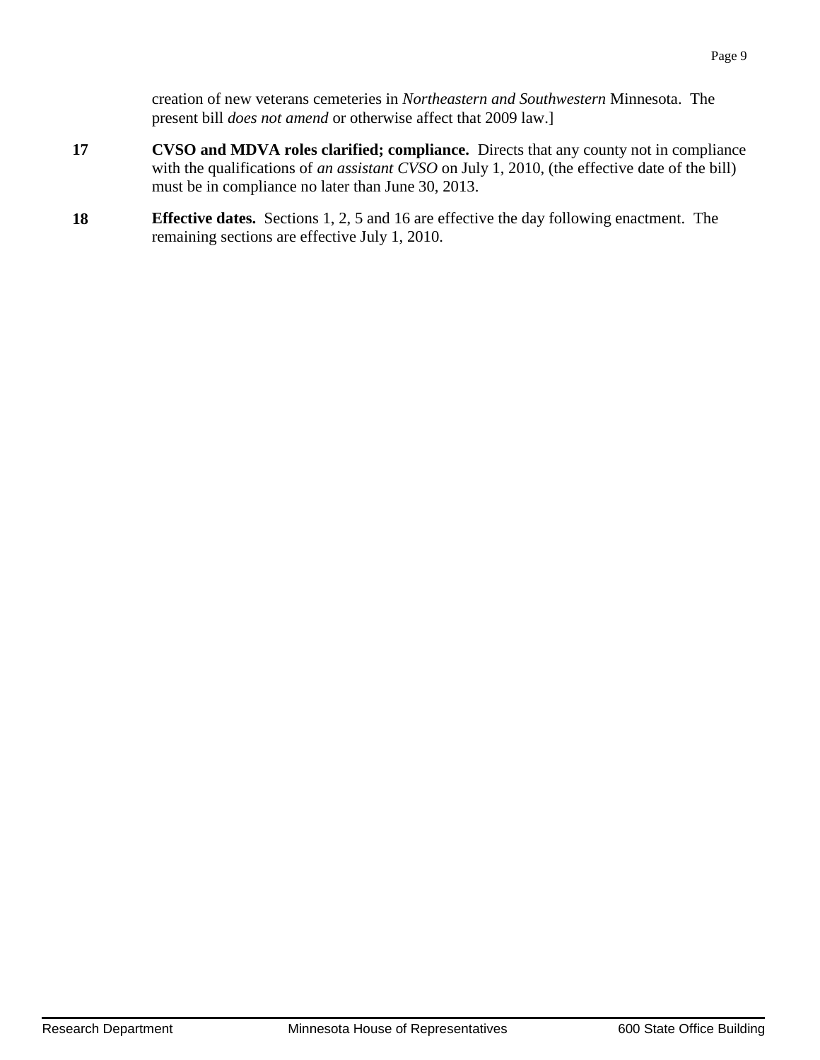creation of new veterans cemeteries in *Northeastern and Southwestern* Minnesota. The present bill *does not amend* or otherwise affect that 2009 law.]

**17** **CVSO and MDVA roles clarified; compliance.** Directs that any county not in compliance with the qualifications of *an assistant CVSO* on July 1, 2010, (the effective date of the bill) must be in compliance no later than June 30, 2013.

**18** **Effective dates.** Sections 1, 2, 5 and 16 are effective the day following enactment. The remaining sections are effective July 1, 2010.